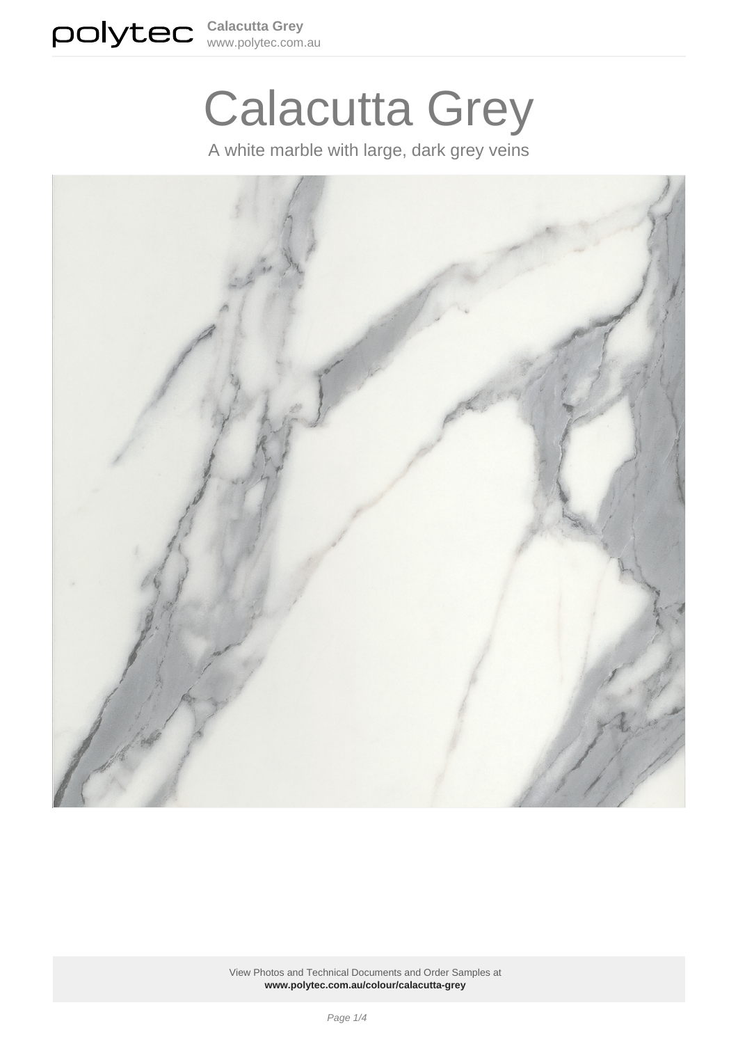# Calacutta Grey

A white marble with large, dark grey veins

View Photos and Technical Documents and Order Samples at
**www.polytec.com.au/colour/calacutta-grey**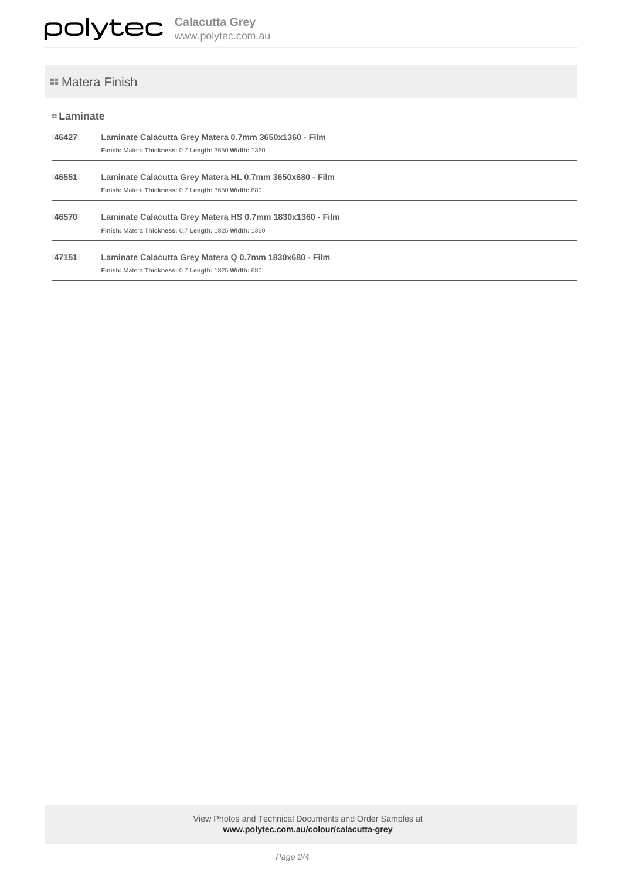## Matera Finish

### Laminate

**46427** **Laminate Calacutta Grey Matera 0.7mm 3650x1360 - Film**
**Finish:** Matera **Thickness:** 0.7 **Length:** 3650 **Width:** 1360

---

**46551** **Laminate Calacutta Grey Matera HL 0.7mm 3650x680 - Film**
**Finish:** Matera **Thickness:** 0.7 **Length:** 3650 **Width:** 680

---

**46570** **Laminate Calacutta Grey Matera HS 0.7mm 1830x1360 - Film**
**Finish:** Matera **Thickness:** 0.7 **Length:** 1825 **Width:** 1360

---

**47151** **Laminate Calacutta Grey Matera Q 0.7mm 1830x680 - Film**
**Finish:** Matera **Thickness:** 0.7 **Length:** 1825 **Width:** 680

---

View Photos and Technical Documents and Order Samples at
**www.polytec.com.au/colour/calacutta-grey**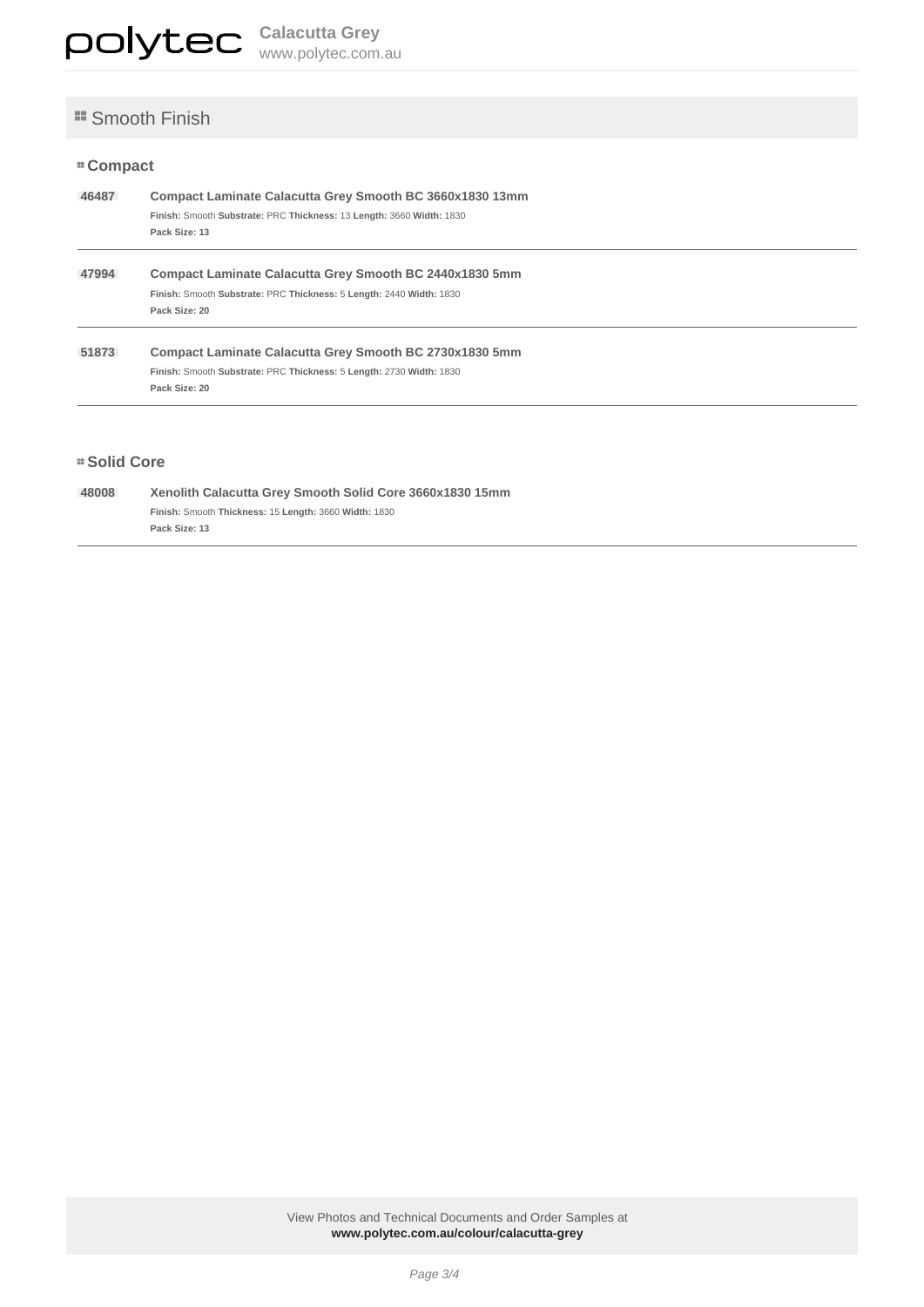## Smooth Finish

### Compact

**46487** **Compact Laminate Calacutta Grey Smooth BC 3660x1830 13mm**
**Finish:** Smooth **Substrate:** PRC **Thickness:** 13 **Length:** 3660 **Width:** 1830
**Pack Size: 13**

---

**47994** **Compact Laminate Calacutta Grey Smooth BC 2440x1830 5mm**
**Finish:** Smooth **Substrate:** PRC **Thickness:** 5 **Length:** 2440 **Width:** 1830
**Pack Size: 20**

---

**51873** **Compact Laminate Calacutta Grey Smooth BC 2730x1830 5mm**
**Finish:** Smooth **Substrate:** PRC **Thickness:** 5 **Length:** 2730 **Width:** 1830
**Pack Size: 20**

---

### Solid Core

**48008** **Xenolith Calacutta Grey Smooth Solid Core 3660x1830 15mm**
**Finish:** Smooth **Thickness:** 15 **Length:** 3660 **Width:** 1830
**Pack Size: 13**

---

View Photos and Technical Documents and Order Samples at
**www.polytec.com.au/colour/calacutta-grey**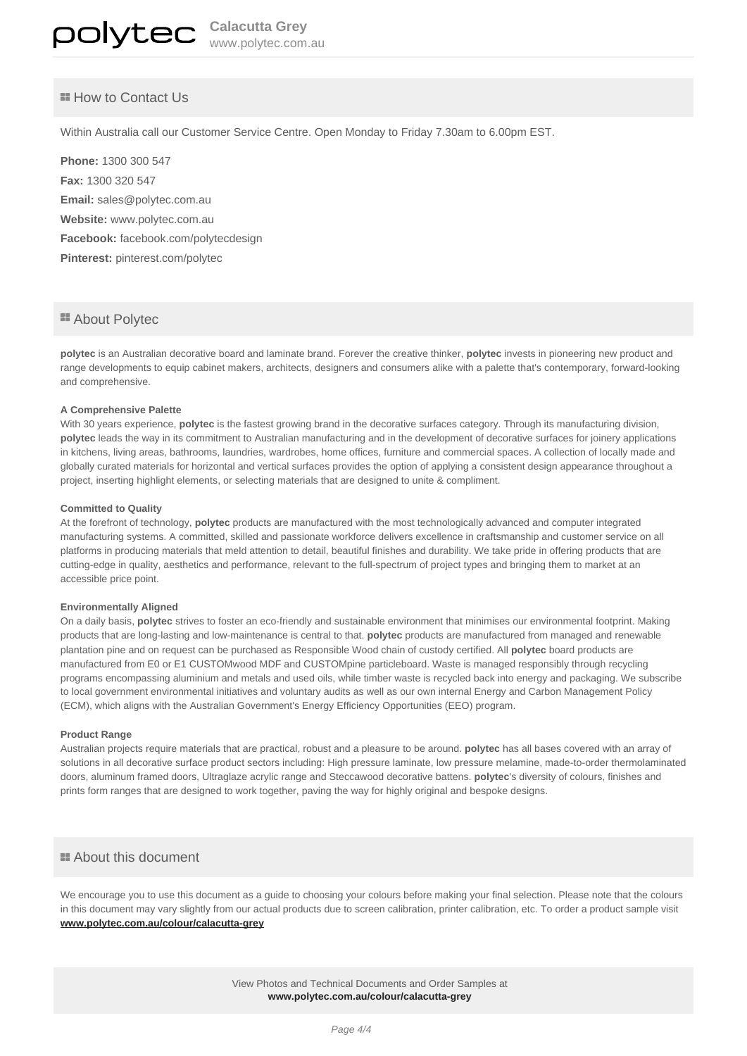## How to Contact Us

Within Australia call our Customer Service Centre. Open Monday to Friday 7.30am to 6.00pm EST.

**Phone:** 1300 300 547

**Fax:** 1300 320 547

**Email:** sales@polytec.com.au

**Website:** www.polytec.com.au

**Facebook:** facebook.com/polytecdesign

**Pinterest:** pinterest.com/polytec

## About Polytec

**polytec** is an Australian decorative board and laminate brand. Forever the creative thinker, **polytec** invests in pioneering new product and range developments to equip cabinet makers, architects, designers and consumers alike with a palette that's contemporary, forward-looking and comprehensive.

**A Comprehensive Palette**

With 30 years experience, **polytec** is the fastest growing brand in the decorative surfaces category. Through its manufacturing division, **polytec** leads the way in its commitment to Australian manufacturing and in the development of decorative surfaces for joinery applications in kitchens, living areas, bathrooms, laundries, wardrobes, home offices, furniture and commercial spaces. A collection of locally made and globally curated materials for horizontal and vertical surfaces provides the option of applying a consistent design appearance throughout a project, inserting highlight elements, or selecting materials that are designed to unite & compliment.

**Committed to Quality**

At the forefront of technology, **polytec** products are manufactured with the most technologically advanced and computer integrated manufacturing systems. A committed, skilled and passionate workforce delivers excellence in craftsmanship and customer service on all platforms in producing materials that meld attention to detail, beautiful finishes and durability. We take pride in offering products that are cutting-edge in quality, aesthetics and performance, relevant to the full-spectrum of project types and bringing them to market at an accessible price point.

**Environmentally Aligned**

On a daily basis, **polytec** strives to foster an eco-friendly and sustainable environment that minimises our environmental footprint. Making products that are long-lasting and low-maintenance is central to that. **polytec** products are manufactured from managed and renewable plantation pine and on request can be purchased as Responsible Wood chain of custody certified. All **polytec** board products are manufactured from E0 or E1 CUSTOMwood MDF and CUSTOMpine particleboard. Waste is managed responsibly through recycling programs encompassing aluminium and metals and used oils, while timber waste is recycled back into energy and packaging. We subscribe to local government environmental initiatives and voluntary audits as well as our own internal Energy and Carbon Management Policy (ECM), which aligns with the Australian Government's Energy Efficiency Opportunities (EEO) program.

**Product Range**

Australian projects require materials that are practical, robust and a pleasure to be around. **polytec** has all bases covered with an array of solutions in all decorative surface product sectors including: High pressure laminate, low pressure melamine, made-to-order thermolaminated doors, aluminum framed doors, Ultraglaze acrylic range and Steccawood decorative battens. **polytec**'s diversity of colours, finishes and prints form ranges that are designed to work together, paving the way for highly original and bespoke designs.

## About this document

We encourage you to use this document as a guide to choosing your colours before making your final selection. Please note that the colours in this document may vary slightly from our actual products due to screen calibration, printer calibration, etc. To order a product sample visit **www.polytec.com.au/colour/calacutta-grey**

View Photos and Technical Documents and Order Samples at
**www.polytec.com.au/colour/calacutta-grey**